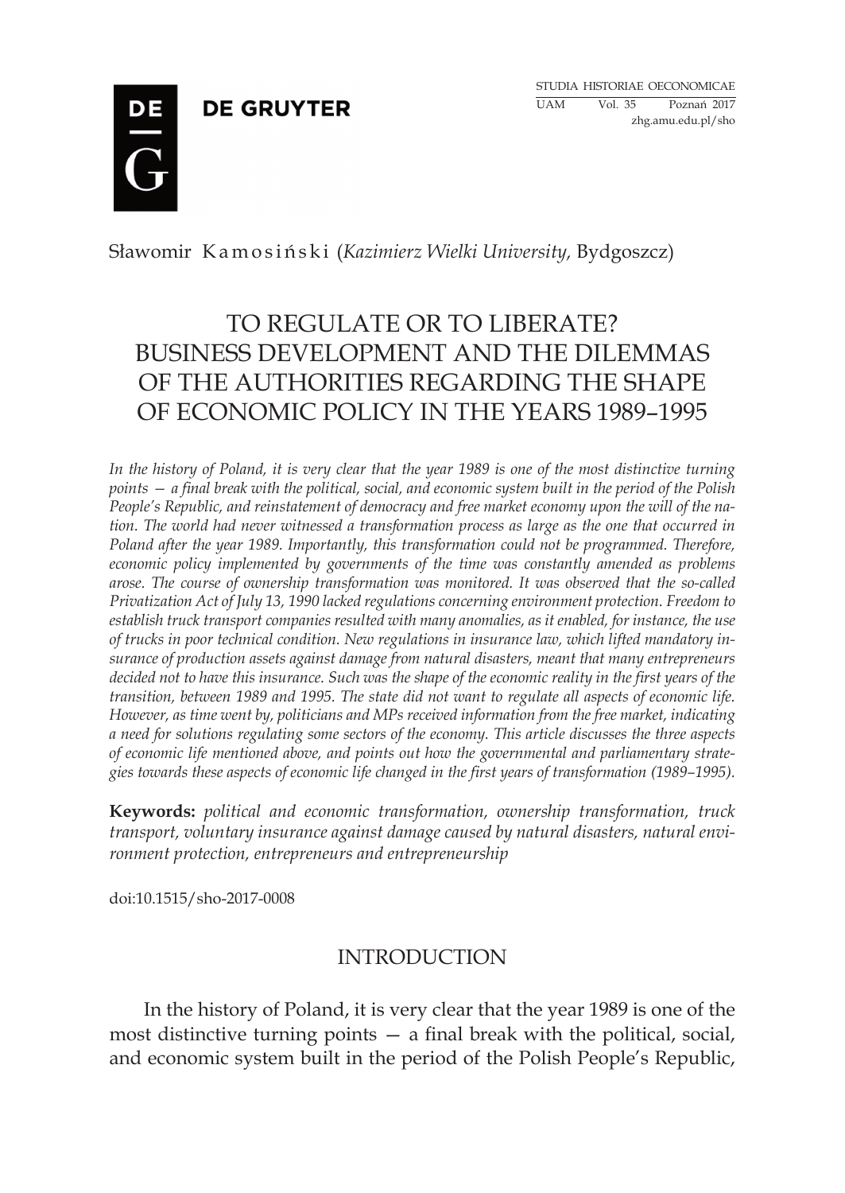Sławomir Kamosiński (*Kazimierz Wielki University,* Bydgoszcz)

# TO REGULATE OR TO LIBERATE? BUSINESS DEVELOPMENT AND THE DILEMMAS OF THE AUTHORITIES REGARDING THE SHAPE OF ECONOMIC POLICY IN THE YEARS 1989–1995

*In the history of Poland, it is very clear that the year 1989 is one of the most distinctive turning points — a final break with the political, social, and economic system built in the period of the Polish People's Republic, and reinstatement of democracy and free market economy upon the will of the nation. The world had never witnessed a transformation process as large as the one that occurred in Poland after the year 1989. Importantly, this transformation could not be programmed. Therefore, economic policy implemented by governments of the time was constantly amended as problems arose. The course of ownership transformation was monitored. It was observed that the so-called Privatization Act of July 13, 1990 lacked regulations concerning environment protection. Freedom to establish truck transport companies resulted with many anomalies, as it enabled, for instance, the use of trucks in poor technical condition. New regulations in insurance law, which lifted mandatory insurance of production assets against damage from natural disasters, meant that many entrepreneurs decided not to have this insurance. Such was the shape of the economic reality in the first years of the transition, between 1989 and 1995. The state did not want to regulate all aspects of economic life. However, as time went by, politicians and MPs received information from the free market, indicating a need for solutions regulating some sectors of the economy. This article discusses the three aspects of economic life mentioned above, and points out how the governmental and parliamentary strategies towards these aspects of economic life changed in the first years of transformation (1989–1995).*

**Keywords:** *political and economic transformation, ownership transformation, truck transport, voluntary insurance against damage caused by natural disasters, natural environment protection, entrepreneurs and entrepreneurship*

doi:10.1515/sho-2017-0008

## INTRODUCTION

In the history of Poland, it is very clear that the year 1989 is one of the most distinctive turning points — a final break with the political, social, and economic system built in the period of the Polish People's Republic,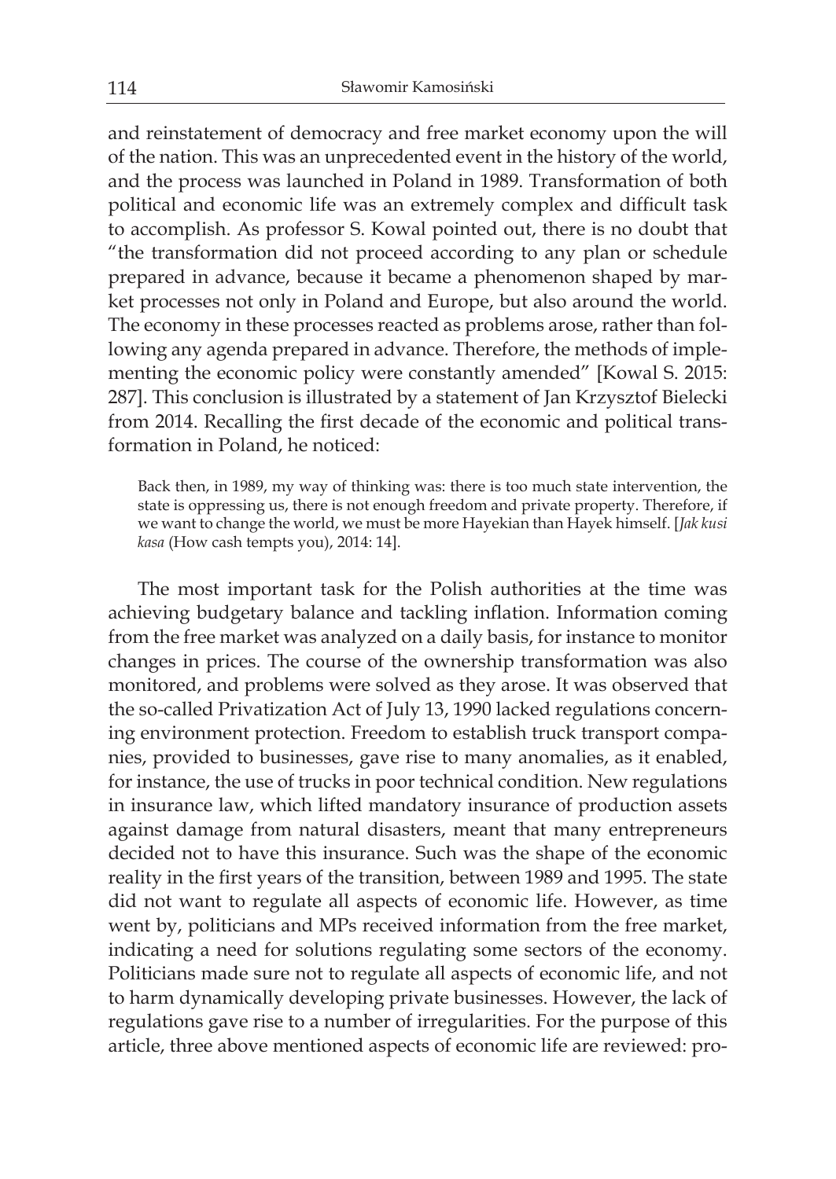and reinstatement of democracy and free market economy upon the will of the nation. This was an unprecedented event in the history of the world, and the process was launched in Poland in 1989. Transformation of both political and economic life was an extremely complex and difficult task to accomplish. As professor S. Kowal pointed out, there is no doubt that "the transformation did not proceed according to any plan or schedule prepared in advance, because it became a phenomenon shaped by market processes not only in Poland and Europe, but also around the world. The economy in these processes reacted as problems arose, rather than following any agenda prepared in advance. Therefore, the methods of implementing the economic policy were constantly amended" [Kowal S. 2015: 287]. This conclusion is illustrated by a statement of Jan Krzysztof Bielecki from 2014. Recalling the first decade of the economic and political transformation in Poland, he noticed:

> Back then, in 1989, my way of thinking was: there is too much state intervention, the state is oppressing us, there is not enough freedom and private property. Therefore, if we want to change the world, we must be more Hayekian than Hayek himself. [*Jak kusi kasa* (How cash tempts you), 2014: 14].

The most important task for the Polish authorities at the time was achieving budgetary balance and tackling inflation. Information coming from the free market was analyzed on a daily basis, for instance to monitor changes in prices. The course of the ownership transformation was also monitored, and problems were solved as they arose. It was observed that the so-called Privatization Act of July 13, 1990 lacked regulations concerning environment protection. Freedom to establish truck transport companies, provided to businesses, gave rise to many anomalies, as it enabled, for instance, the use of trucks in poor technical condition. New regulations in insurance law, which lifted mandatory insurance of production assets against damage from natural disasters, meant that many entrepreneurs decided not to have this insurance. Such was the shape of the economic reality in the first years of the transition, between 1989 and 1995. The state did not want to regulate all aspects of economic life. However, as time went by, politicians and MPs received information from the free market, indicating a need for solutions regulating some sectors of the economy. Politicians made sure not to regulate all aspects of economic life, and not to harm dynamically developing private businesses. However, the lack of regulations gave rise to a number of irregularities. For the purpose of this article, three above mentioned aspects of economic life are reviewed: pro-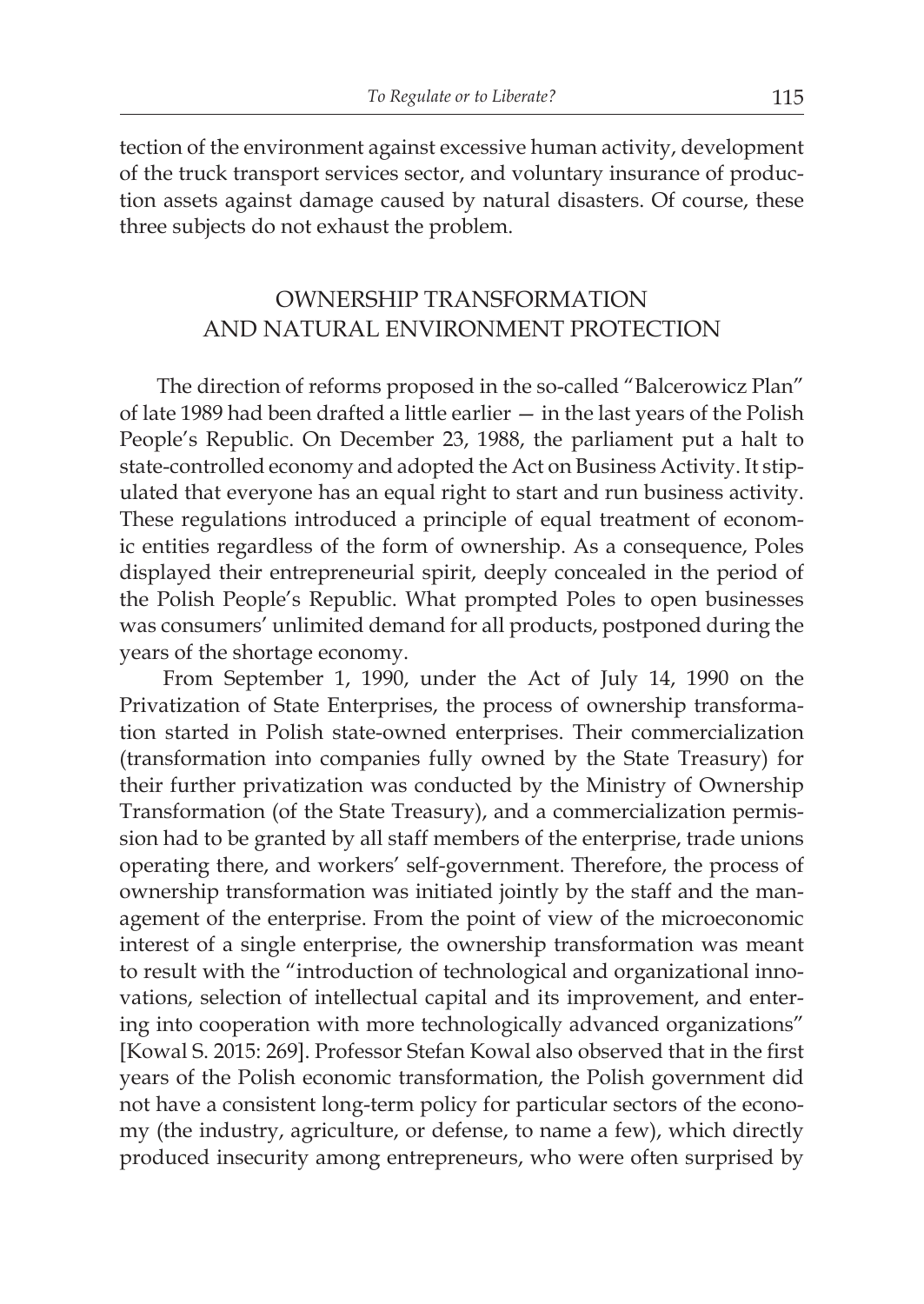tection of the environment against excessive human activity, development of the truck transport services sector, and voluntary insurance of production assets against damage caused by natural disasters. Of course, these three subjects do not exhaust the problem.

## OWNERSHIP TRANSFORMATION AND NATURAL ENVIRONMENT PROTECTION

The direction of reforms proposed in the so-called "Balcerowicz Plan" of late 1989 had been drafted a little earlier — in the last years of the Polish People's Republic. On December 23, 1988, the parliament put a halt to state-controlled economy and adopted the Act on Business Activity. It stipulated that everyone has an equal right to start and run business activity. These regulations introduced a principle of equal treatment of economic entities regardless of the form of ownership. As a consequence, Poles displayed their entrepreneurial spirit, deeply concealed in the period of the Polish People's Republic. What prompted Poles to open businesses was consumers' unlimited demand for all products, postponed during the years of the shortage economy.

From September 1, 1990, under the Act of July 14, 1990 on the Privatization of State Enterprises, the process of ownership transformation started in Polish state-owned enterprises. Their commercialization (transformation into companies fully owned by the State Treasury) for their further privatization was conducted by the Ministry of Ownership Transformation (of the State Treasury), and a commercialization permission had to be granted by all staff members of the enterprise, trade unions operating there, and workers' self-government. Therefore, the process of ownership transformation was initiated jointly by the staff and the management of the enterprise. From the point of view of the microeconomic interest of a single enterprise, the ownership transformation was meant to result with the "introduction of technological and organizational innovations, selection of intellectual capital and its improvement, and entering into cooperation with more technologically advanced organizations" [Kowal S. 2015: 269]. Professor Stefan Kowal also observed that in the first years of the Polish economic transformation, the Polish government did not have a consistent long-term policy for particular sectors of the economy (the industry, agriculture, or defense, to name a few), which directly produced insecurity among entrepreneurs, who were often surprised by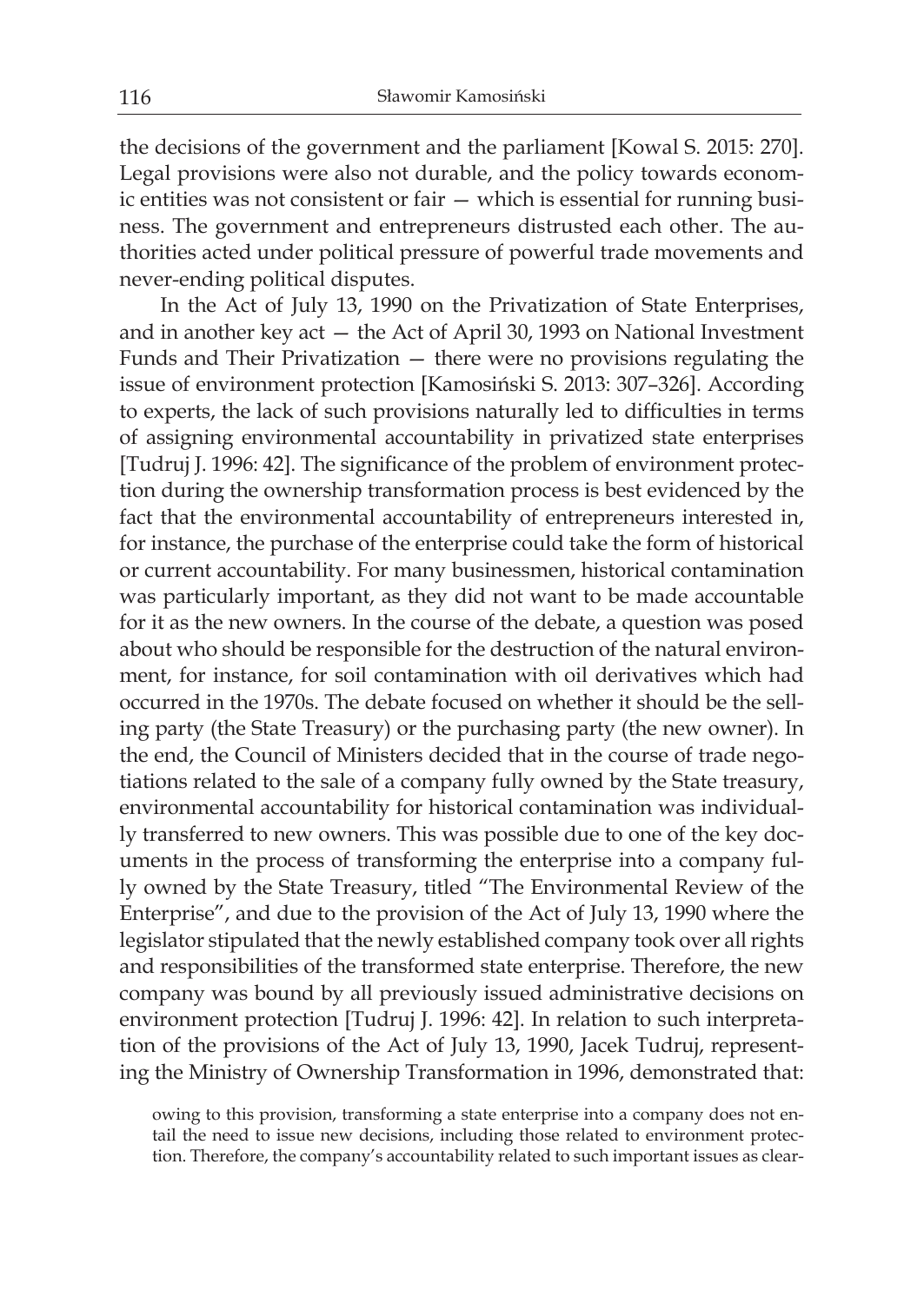the decisions of the government and the parliament [Kowal S. 2015: 270]. Legal provisions were also not durable, and the policy towards economic entities was not consistent or fair — which is essential for running business. The government and entrepreneurs distrusted each other. The authorities acted under political pressure of powerful trade movements and never-ending political disputes.

In the Act of July 13, 1990 on the Privatization of State Enterprises, and in another key act — the Act of April 30, 1993 on National Investment Funds and Their Privatization — there were no provisions regulating the issue of environment protection [Kamosiński S. 2013: 307–326]. According to experts, the lack of such provisions naturally led to difficulties in terms of assigning environmental accountability in privatized state enterprises [Tudruj J. 1996: 42]. The significance of the problem of environment protection during the ownership transformation process is best evidenced by the fact that the environmental accountability of entrepreneurs interested in, for instance, the purchase of the enterprise could take the form of historical or current accountability. For many businessmen, historical contamination was particularly important, as they did not want to be made accountable for it as the new owners. In the course of the debate, a question was posed about who should be responsible for the destruction of the natural environment, for instance, for soil contamination with oil derivatives which had occurred in the 1970s. The debate focused on whether it should be the selling party (the State Treasury) or the purchasing party (the new owner). In the end, the Council of Ministers decided that in the course of trade negotiations related to the sale of a company fully owned by the State treasury, environmental accountability for historical contamination was individually transferred to new owners. This was possible due to one of the key documents in the process of transforming the enterprise into a company fully owned by the State Treasury, titled "The Environmental Review of the Enterprise", and due to the provision of the Act of July 13, 1990 where the legislator stipulated that the newly established company took over all rights and responsibilities of the transformed state enterprise. Therefore, the new company was bound by all previously issued administrative decisions on environment protection [Tudruj J. 1996: 42]. In relation to such interpretation of the provisions of the Act of July 13, 1990, Jacek Tudruj, representing the Ministry of Ownership Transformation in 1996, demonstrated that:

> owing to this provision, transforming a state enterprise into a company does not entail the need to issue new decisions, including those related to environment protection. Therefore, the company's accountability related to such important issues as clear-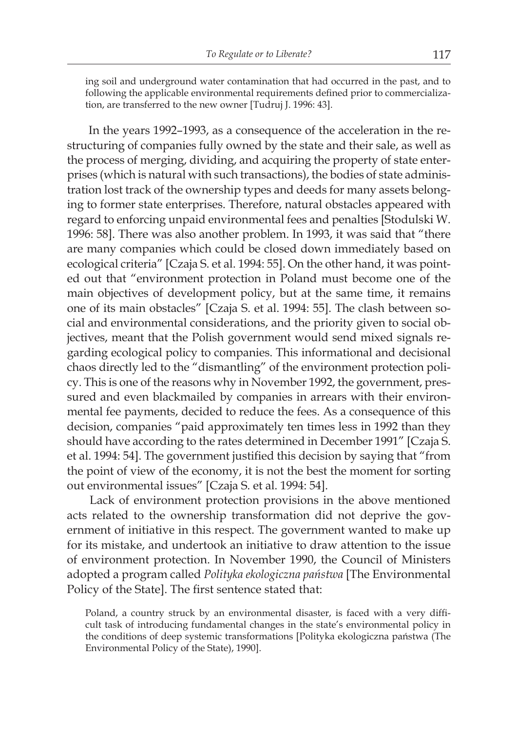> ing soil and underground water contamination that had occurred in the past, and to following the applicable environmental requirements defined prior to commercialization, are transferred to the new owner [Tudruj J. 1996: 43].

In the years 1992–1993, as a consequence of the acceleration in the restructuring of companies fully owned by the state and their sale, as well as the process of merging, dividing, and acquiring the property of state enterprises (which is natural with such transactions), the bodies of state administration lost track of the ownership types and deeds for many assets belonging to former state enterprises. Therefore, natural obstacles appeared with regard to enforcing unpaid environmental fees and penalties [Stodulski W. 1996: 58]. There was also another problem. In 1993, it was said that "there are many companies which could be closed down immediately based on ecological criteria" [Czaja S. et al. 1994: 55]. On the other hand, it was pointed out that "environment protection in Poland must become one of the main objectives of development policy, but at the same time, it remains one of its main obstacles" [Czaja S. et al. 1994: 55]. The clash between social and environmental considerations, and the priority given to social objectives, meant that the Polish government would send mixed signals regarding ecological policy to companies. This informational and decisional chaos directly led to the "dismantling" of the environment protection policy. This is one of the reasons why in November 1992, the government, pressured and even blackmailed by companies in arrears with their environmental fee payments, decided to reduce the fees. As a consequence of this decision, companies "paid approximately ten times less in 1992 than they should have according to the rates determined in December 1991" [Czaja S. et al. 1994: 54]. The government justified this decision by saying that "from the point of view of the economy, it is not the best the moment for sorting out environmental issues" [Czaja S. et al. 1994: 54].

Lack of environment protection provisions in the above mentioned acts related to the ownership transformation did not deprive the government of initiative in this respect. The government wanted to make up for its mistake, and undertook an initiative to draw attention to the issue of environment protection. In November 1990, the Council of Ministers adopted a program called *Polityka ekologiczna państwa* [The Environmental Policy of the State]. The first sentence stated that:

> Poland, a country struck by an environmental disaster, is faced with a very difficult task of introducing fundamental changes in the state's environmental policy in the conditions of deep systemic transformations [Polityka ekologiczna państwa (The Environmental Policy of the State), 1990].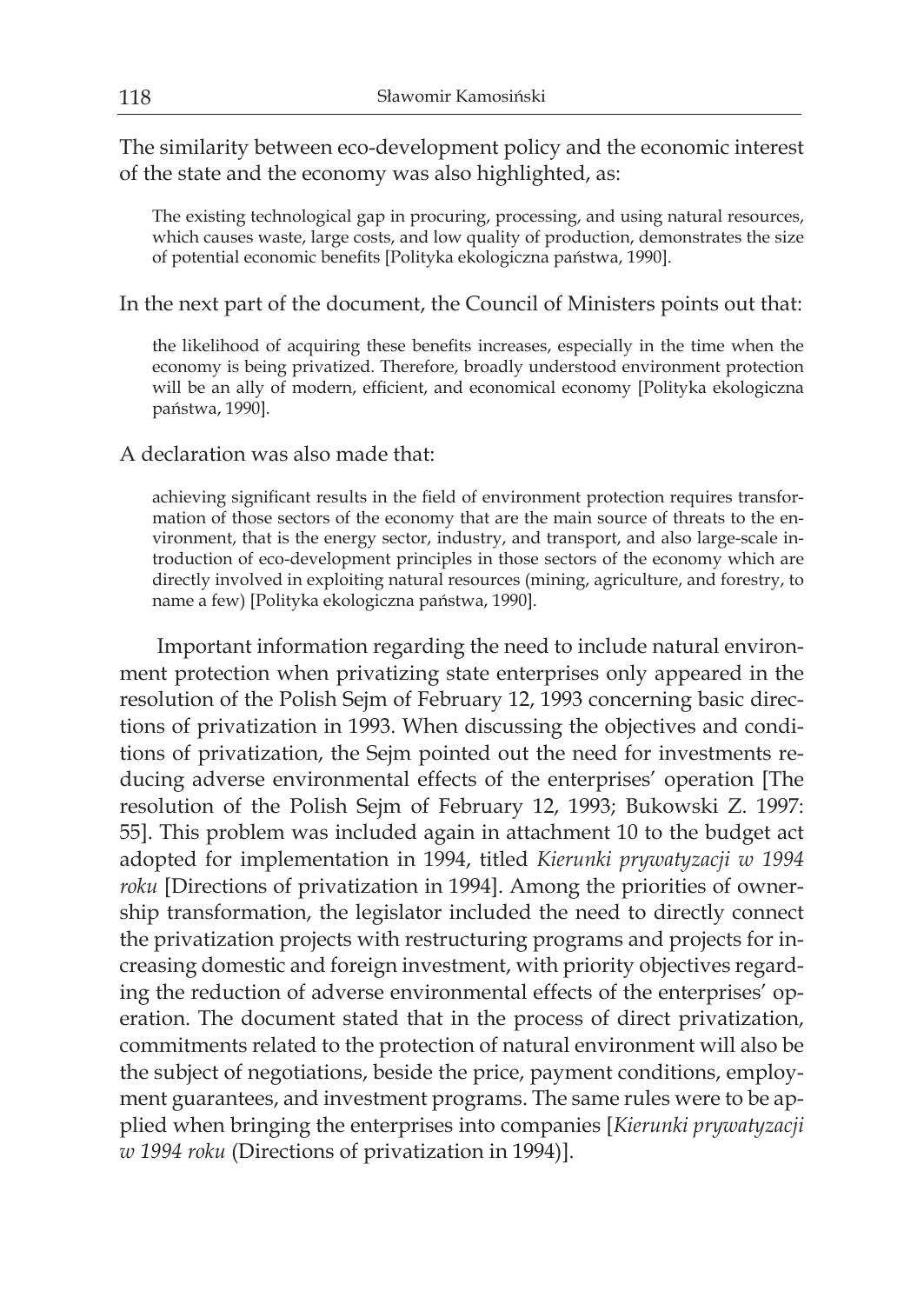The similarity between eco-development policy and the economic interest of the state and the economy was also highlighted, as:

> The existing technological gap in procuring, processing, and using natural resources, which causes waste, large costs, and low quality of production, demonstrates the size of potential economic benefits [Polityka ekologiczna państwa, 1990].

In the next part of the document, the Council of Ministers points out that:

> the likelihood of acquiring these benefits increases, especially in the time when the economy is being privatized. Therefore, broadly understood environment protection will be an ally of modern, efficient, and economical economy [Polityka ekologiczna państwa, 1990].

A declaration was also made that:

> achieving significant results in the field of environment protection requires transformation of those sectors of the economy that are the main source of threats to the environment, that is the energy sector, industry, and transport, and also large-scale introduction of eco-development principles in those sectors of the economy which are directly involved in exploiting natural resources (mining, agriculture, and forestry, to name a few) [Polityka ekologiczna państwa, 1990].

Important information regarding the need to include natural environment protection when privatizing state enterprises only appeared in the resolution of the Polish Sejm of February 12, 1993 concerning basic directions of privatization in 1993. When discussing the objectives and conditions of privatization, the Sejm pointed out the need for investments reducing adverse environmental effects of the enterprises' operation [The resolution of the Polish Sejm of February 12, 1993; Bukowski Z. 1997: 55]. This problem was included again in attachment 10 to the budget act adopted for implementation in 1994, titled *Kierunki prywatyzacji w 1994 roku* [Directions of privatization in 1994]. Among the priorities of ownership transformation, the legislator included the need to directly connect the privatization projects with restructuring programs and projects for increasing domestic and foreign investment, with priority objectives regarding the reduction of adverse environmental effects of the enterprises' operation. The document stated that in the process of direct privatization, commitments related to the protection of natural environment will also be the subject of negotiations, beside the price, payment conditions, employment guarantees, and investment programs. The same rules were to be applied when bringing the enterprises into companies [*Kierunki prywatyzacji w 1994 roku* (Directions of privatization in 1994)].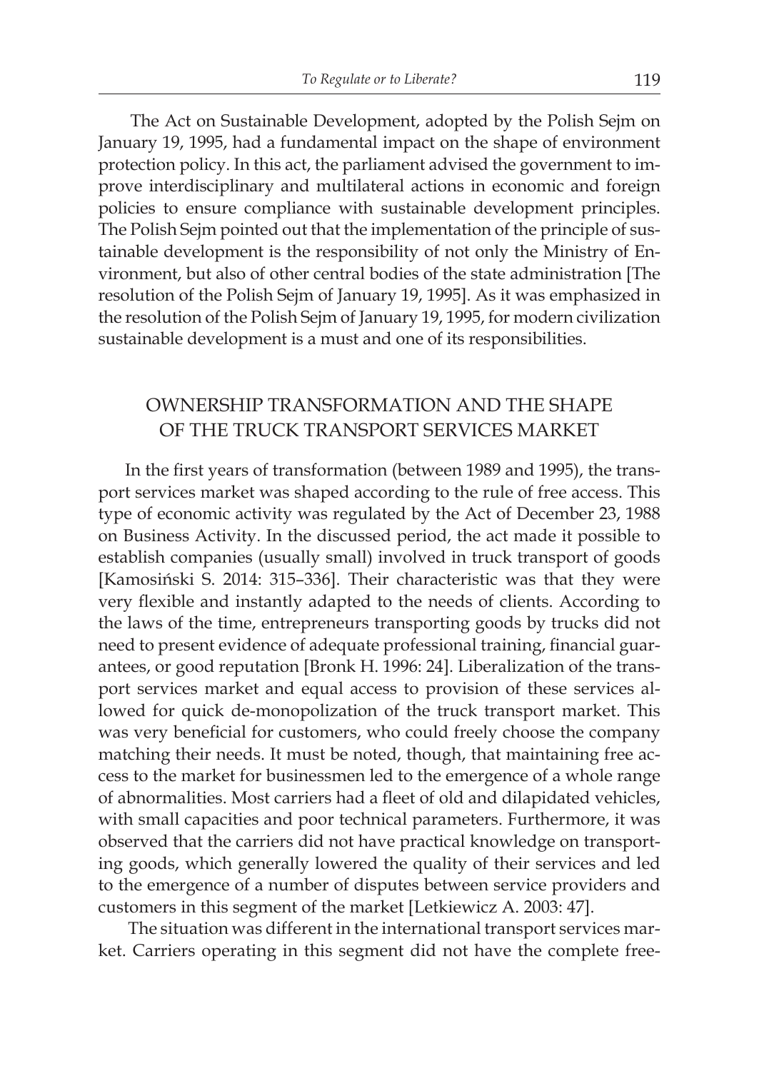The Act on Sustainable Development, adopted by the Polish Sejm on January 19, 1995, had a fundamental impact on the shape of environment protection policy. In this act, the parliament advised the government to improve interdisciplinary and multilateral actions in economic and foreign policies to ensure compliance with sustainable development principles. The Polish Sejm pointed out that the implementation of the principle of sustainable development is the responsibility of not only the Ministry of Environment, but also of other central bodies of the state administration [The resolution of the Polish Sejm of January 19, 1995]. As it was emphasized in the resolution of the Polish Sejm of January 19, 1995, for modern civilization sustainable development is a must and one of its responsibilities.

## OWNERSHIP TRANSFORMATION AND THE SHAPE OF THE TRUCK TRANSPORT SERVICES MARKET

In the first years of transformation (between 1989 and 1995), the transport services market was shaped according to the rule of free access. This type of economic activity was regulated by the Act of December 23, 1988 on Business Activity. In the discussed period, the act made it possible to establish companies (usually small) involved in truck transport of goods [Kamosiński S. 2014: 315–336]. Their characteristic was that they were very flexible and instantly adapted to the needs of clients. According to the laws of the time, entrepreneurs transporting goods by trucks did not need to present evidence of adequate professional training, financial guarantees, or good reputation [Bronk H. 1996: 24]. Liberalization of the transport services market and equal access to provision of these services allowed for quick de-monopolization of the truck transport market. This was very beneficial for customers, who could freely choose the company matching their needs. It must be noted, though, that maintaining free access to the market for businessmen led to the emergence of a whole range of abnormalities. Most carriers had a fleet of old and dilapidated vehicles, with small capacities and poor technical parameters. Furthermore, it was observed that the carriers did not have practical knowledge on transporting goods, which generally lowered the quality of their services and led to the emergence of a number of disputes between service providers and customers in this segment of the market [Letkiewicz A. 2003: 47].

The situation was different in the international transport services market. Carriers operating in this segment did not have the complete free-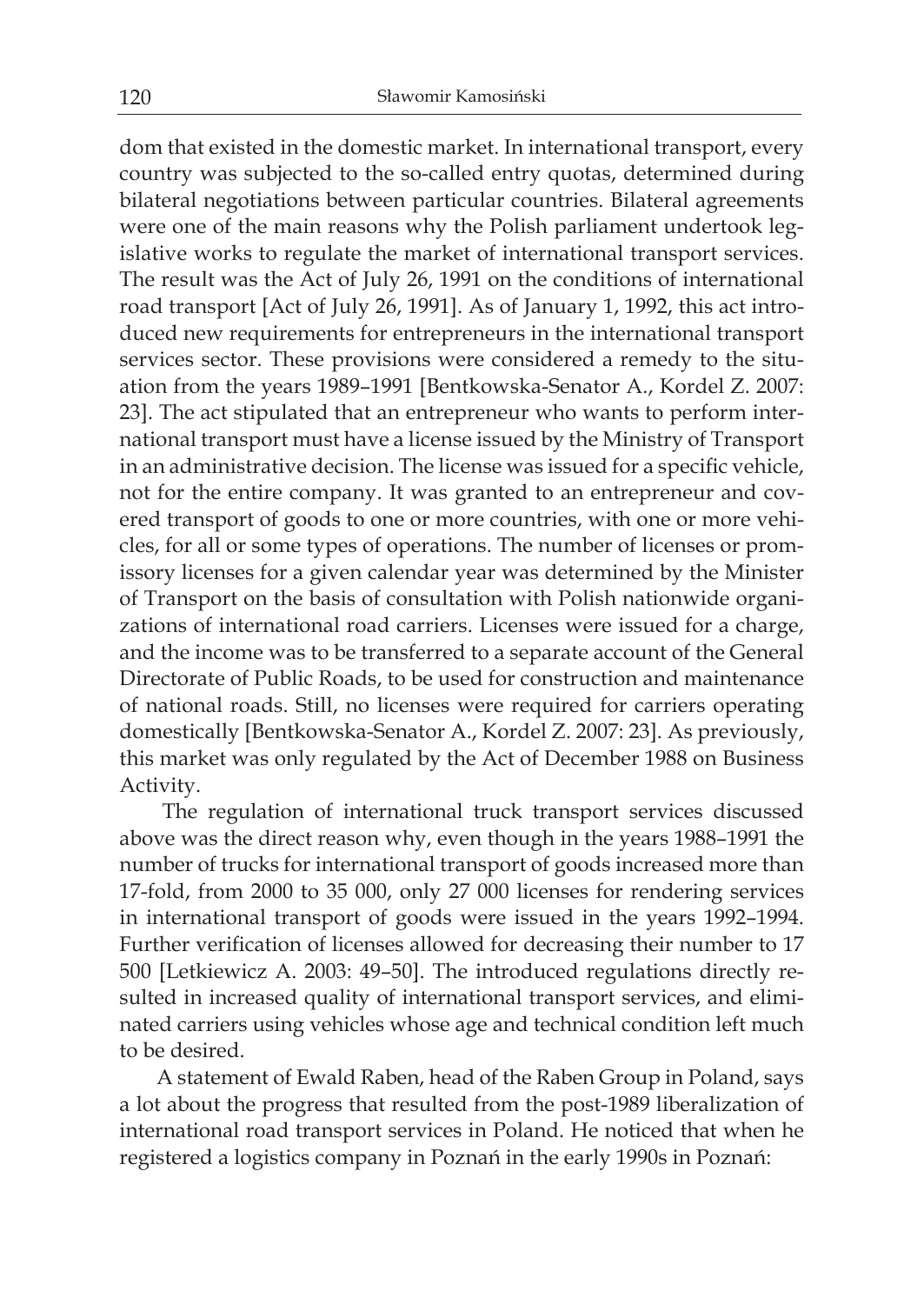dom that existed in the domestic market. In international transport, every country was subjected to the so-called entry quotas, determined during bilateral negotiations between particular countries. Bilateral agreements were one of the main reasons why the Polish parliament undertook legislative works to regulate the market of international transport services. The result was the Act of July 26, 1991 on the conditions of international road transport [Act of July 26, 1991]. As of January 1, 1992, this act introduced new requirements for entrepreneurs in the international transport services sector. These provisions were considered a remedy to the situation from the years 1989–1991 [Bentkowska-Senator A., Kordel Z. 2007: 23]. The act stipulated that an entrepreneur who wants to perform international transport must have a license issued by the Ministry of Transport in an administrative decision. The license was issued for a specific vehicle, not for the entire company. It was granted to an entrepreneur and covered transport of goods to one or more countries, with one or more vehicles, for all or some types of operations. The number of licenses or promissory licenses for a given calendar year was determined by the Minister of Transport on the basis of consultation with Polish nationwide organizations of international road carriers. Licenses were issued for a charge, and the income was to be transferred to a separate account of the General Directorate of Public Roads, to be used for construction and maintenance of national roads. Still, no licenses were required for carriers operating domestically [Bentkowska-Senator A., Kordel Z. 2007: 23]. As previously, this market was only regulated by the Act of December 1988 on Business Activity.

The regulation of international truck transport services discussed above was the direct reason why, even though in the years 1988–1991 the number of trucks for international transport of goods increased more than 17-fold, from 2000 to 35 000, only 27 000 licenses for rendering services in international transport of goods were issued in the years 1992–1994. Further verification of licenses allowed for decreasing their number to 17 500 [Letkiewicz A. 2003: 49–50]. The introduced regulations directly resulted in increased quality of international transport services, and eliminated carriers using vehicles whose age and technical condition left much to be desired.

A statement of Ewald Raben, head of the Raben Group in Poland, says a lot about the progress that resulted from the post-1989 liberalization of international road transport services in Poland. He noticed that when he registered a logistics company in Poznań in the early 1990s in Poznań: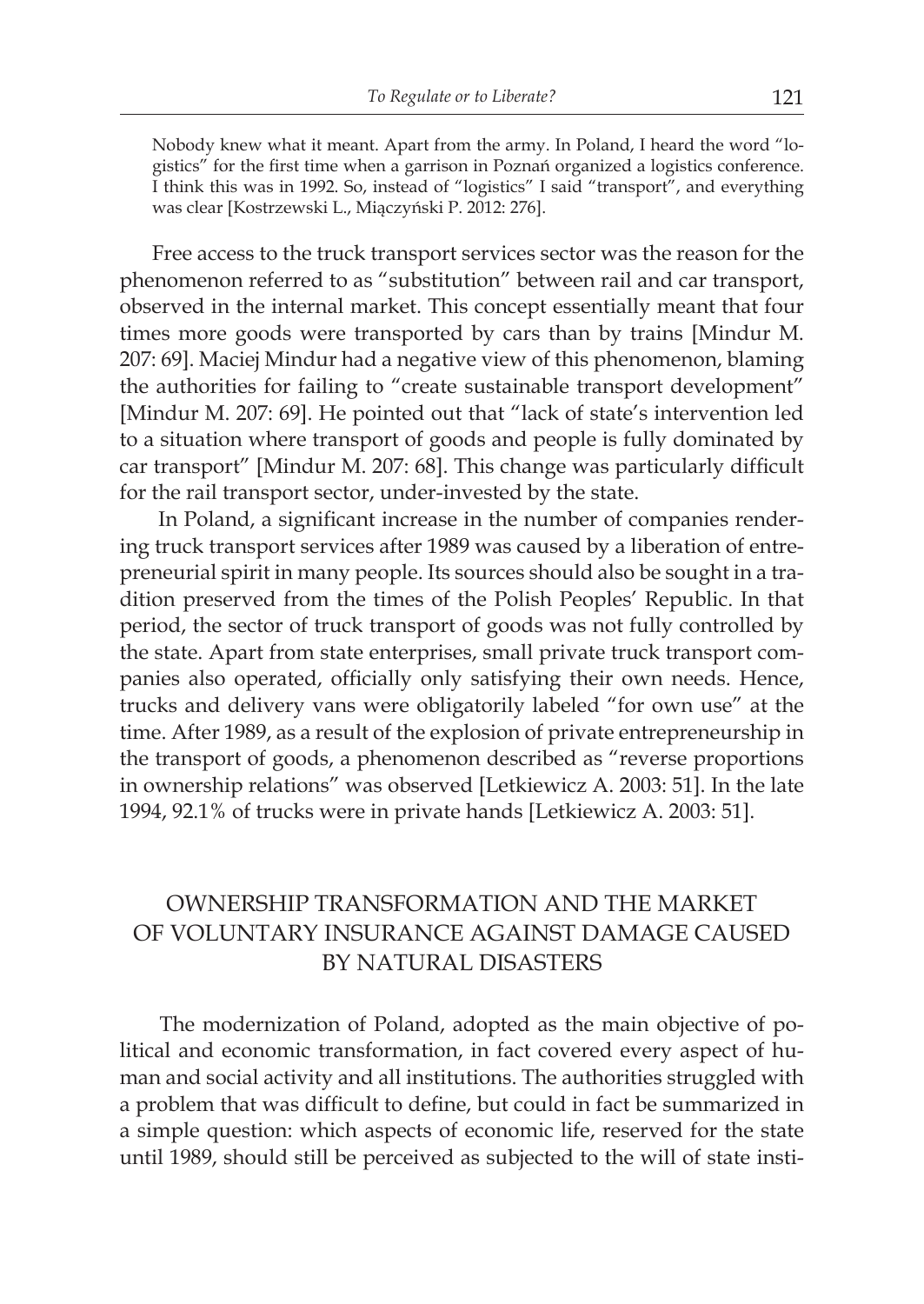> Nobody knew what it meant. Apart from the army. In Poland, I heard the word "logistics" for the first time when a garrison in Poznań organized a logistics conference. I think this was in 1992. So, instead of "logistics" I said "transport", and everything was clear [Kostrzewski L., Miączyński P. 2012: 276].

Free access to the truck transport services sector was the reason for the phenomenon referred to as "substitution" between rail and car transport, observed in the internal market. This concept essentially meant that four times more goods were transported by cars than by trains [Mindur M. 207: 69]. Maciej Mindur had a negative view of this phenomenon, blaming the authorities for failing to "create sustainable transport development" [Mindur M. 207: 69]. He pointed out that "lack of state's intervention led to a situation where transport of goods and people is fully dominated by car transport" [Mindur M. 207: 68]. This change was particularly difficult for the rail transport sector, under-invested by the state.

In Poland, a significant increase in the number of companies rendering truck transport services after 1989 was caused by a liberation of entrepreneurial spirit in many people. Its sources should also be sought in a tradition preserved from the times of the Polish Peoples' Republic. In that period, the sector of truck transport of goods was not fully controlled by the state. Apart from state enterprises, small private truck transport companies also operated, officially only satisfying their own needs. Hence, trucks and delivery vans were obligatorily labeled "for own use" at the time. After 1989, as a result of the explosion of private entrepreneurship in the transport of goods, a phenomenon described as "reverse proportions in ownership relations" was observed [Letkiewicz A. 2003: 51]. In the late 1994, 92.1% of trucks were in private hands [Letkiewicz A. 2003: 51].

## OWNERSHIP TRANSFORMATION AND THE MARKET OF VOLUNTARY INSURANCE AGAINST DAMAGE CAUSED BY NATURAL DISASTERS

The modernization of Poland, adopted as the main objective of political and economic transformation, in fact covered every aspect of human and social activity and all institutions. The authorities struggled with a problem that was difficult to define, but could in fact be summarized in a simple question: which aspects of economic life, reserved for the state until 1989, should still be perceived as subjected to the will of state insti-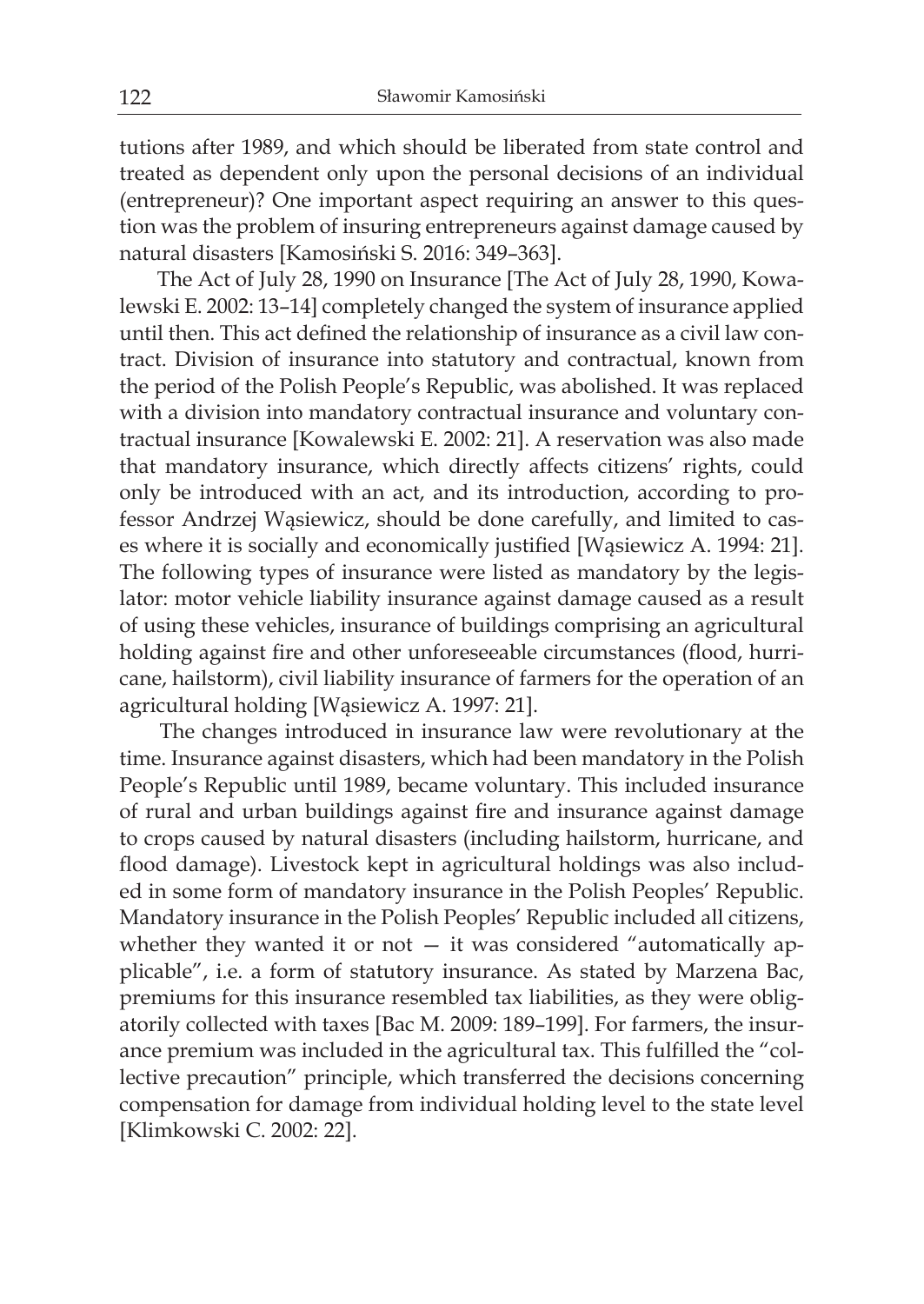tutions after 1989, and which should be liberated from state control and treated as dependent only upon the personal decisions of an individual (entrepreneur)? One important aspect requiring an answer to this question was the problem of insuring entrepreneurs against damage caused by natural disasters [Kamosiński S. 2016: 349–363].

The Act of July 28, 1990 on Insurance [The Act of July 28, 1990, Kowalewski E. 2002: 13–14] completely changed the system of insurance applied until then. This act defined the relationship of insurance as a civil law contract. Division of insurance into statutory and contractual, known from the period of the Polish People's Republic, was abolished. It was replaced with a division into mandatory contractual insurance and voluntary contractual insurance [Kowalewski E. 2002: 21]. A reservation was also made that mandatory insurance, which directly affects citizens' rights, could only be introduced with an act, and its introduction, according to professor Andrzej Wąsiewicz, should be done carefully, and limited to cases where it is socially and economically justified [Wąsiewicz A. 1994: 21]. The following types of insurance were listed as mandatory by the legislator: motor vehicle liability insurance against damage caused as a result of using these vehicles, insurance of buildings comprising an agricultural holding against fire and other unforeseeable circumstances (flood, hurricane, hailstorm), civil liability insurance of farmers for the operation of an agricultural holding [Wąsiewicz A. 1997: 21].

The changes introduced in insurance law were revolutionary at the time. Insurance against disasters, which had been mandatory in the Polish People's Republic until 1989, became voluntary. This included insurance of rural and urban buildings against fire and insurance against damage to crops caused by natural disasters (including hailstorm, hurricane, and flood damage). Livestock kept in agricultural holdings was also included in some form of mandatory insurance in the Polish Peoples' Republic. Mandatory insurance in the Polish Peoples' Republic included all citizens, whether they wanted it or not — it was considered "automatically applicable", i.e. a form of statutory insurance. As stated by Marzena Bac, premiums for this insurance resembled tax liabilities, as they were obligatorily collected with taxes [Bac M. 2009: 189–199]. For farmers, the insurance premium was included in the agricultural tax. This fulfilled the "collective precaution" principle, which transferred the decisions concerning compensation for damage from individual holding level to the state level [Klimkowski C. 2002: 22].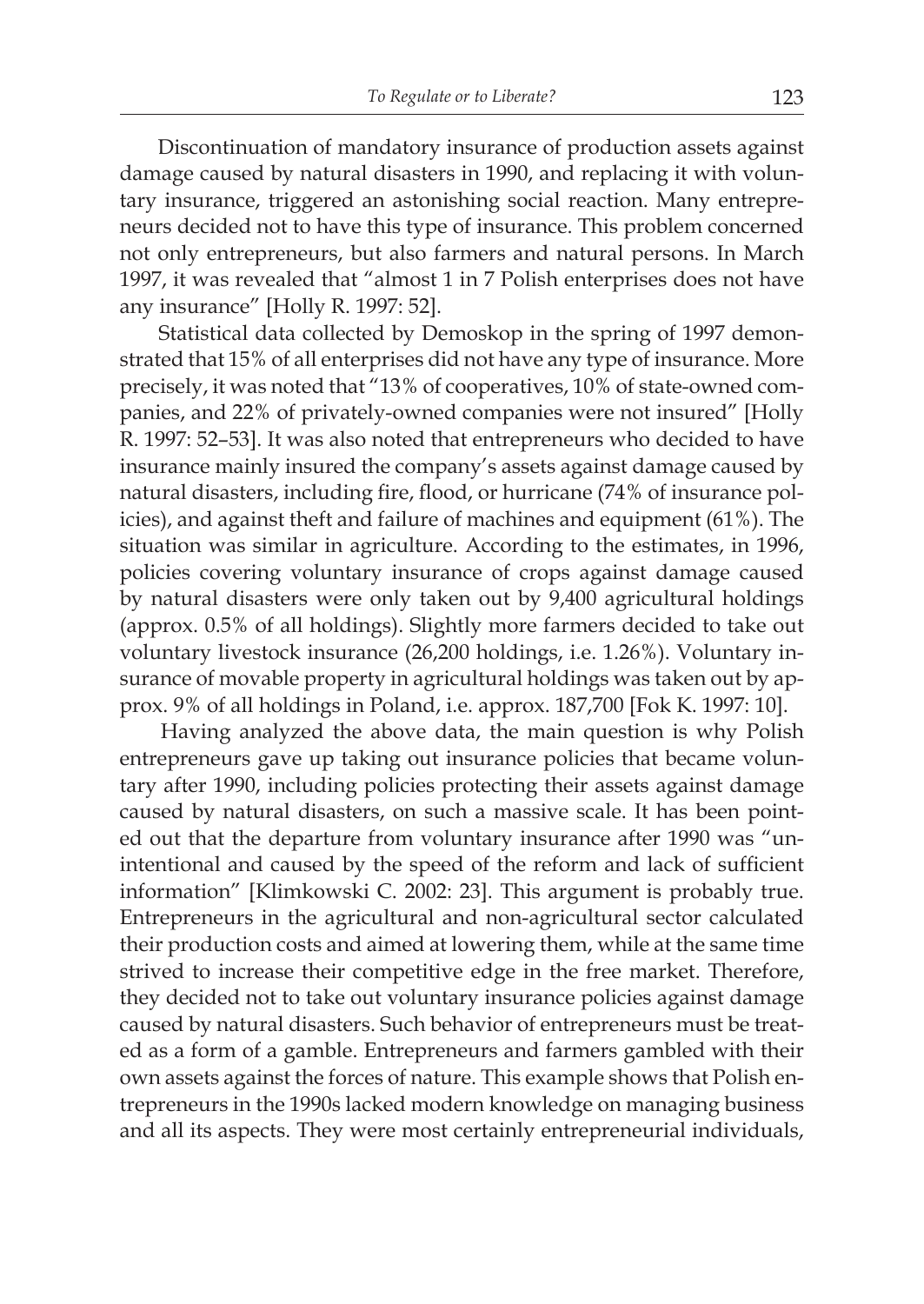Discontinuation of mandatory insurance of production assets against damage caused by natural disasters in 1990, and replacing it with voluntary insurance, triggered an astonishing social reaction. Many entrepreneurs decided not to have this type of insurance. This problem concerned not only entrepreneurs, but also farmers and natural persons. In March 1997, it was revealed that "almost 1 in 7 Polish enterprises does not have any insurance" [Holly R. 1997: 52].

Statistical data collected by Demoskop in the spring of 1997 demonstrated that 15% of all enterprises did not have any type of insurance. More precisely, it was noted that "13% of cooperatives, 10% of state-owned companies, and 22% of privately-owned companies were not insured" [Holly R. 1997: 52–53]. It was also noted that entrepreneurs who decided to have insurance mainly insured the company's assets against damage caused by natural disasters, including fire, flood, or hurricane (74% of insurance policies), and against theft and failure of machines and equipment (61%). The situation was similar in agriculture. According to the estimates, in 1996, policies covering voluntary insurance of crops against damage caused by natural disasters were only taken out by 9,400 agricultural holdings (approx. 0.5% of all holdings). Slightly more farmers decided to take out voluntary livestock insurance (26,200 holdings, i.e. 1.26%). Voluntary insurance of movable property in agricultural holdings was taken out by approx. 9% of all holdings in Poland, i.e. approx. 187,700 [Fok K. 1997: 10].

Having analyzed the above data, the main question is why Polish entrepreneurs gave up taking out insurance policies that became voluntary after 1990, including policies protecting their assets against damage caused by natural disasters, on such a massive scale. It has been pointed out that the departure from voluntary insurance after 1990 was "unintentional and caused by the speed of the reform and lack of sufficient information" [Klimkowski C. 2002: 23]. This argument is probably true. Entrepreneurs in the agricultural and non-agricultural sector calculated their production costs and aimed at lowering them, while at the same time strived to increase their competitive edge in the free market. Therefore, they decided not to take out voluntary insurance policies against damage caused by natural disasters. Such behavior of entrepreneurs must be treated as a form of a gamble. Entrepreneurs and farmers gambled with their own assets against the forces of nature. This example shows that Polish entrepreneurs in the 1990s lacked modern knowledge on managing business and all its aspects. They were most certainly entrepreneurial individuals,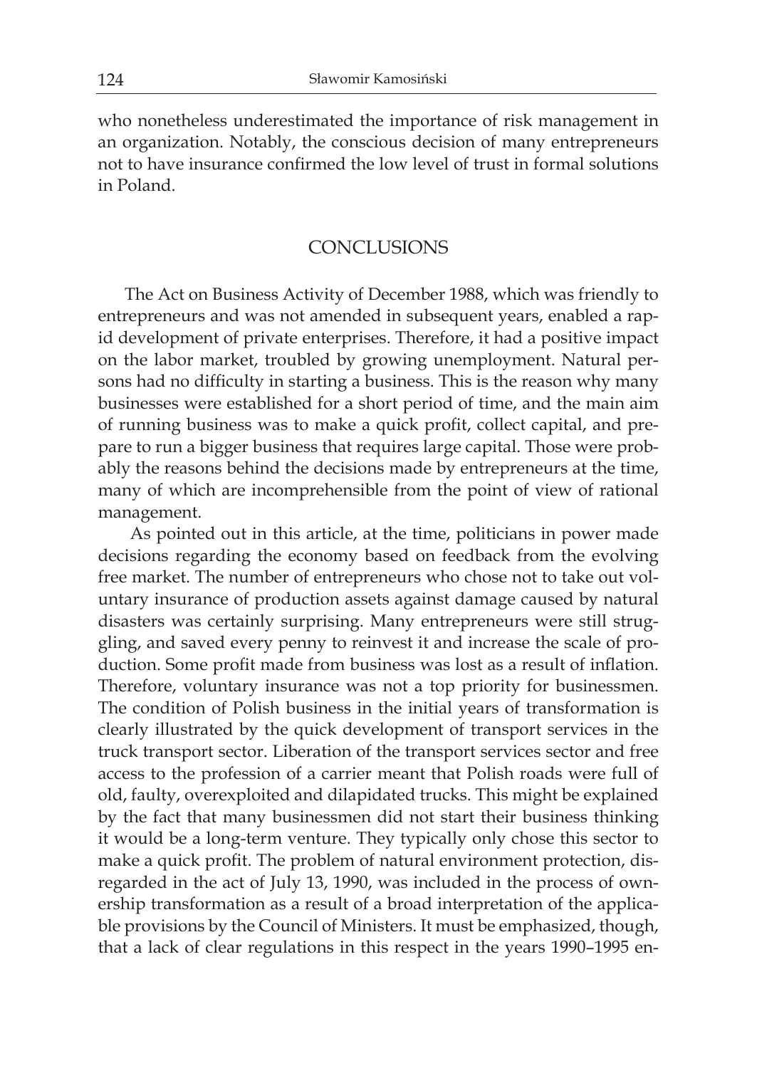who nonetheless underestimated the importance of risk management in an organization. Notably, the conscious decision of many entrepreneurs not to have insurance confirmed the low level of trust in formal solutions in Poland.

## CONCLUSIONS

The Act on Business Activity of December 1988, which was friendly to entrepreneurs and was not amended in subsequent years, enabled a rapid development of private enterprises. Therefore, it had a positive impact on the labor market, troubled by growing unemployment. Natural persons had no difficulty in starting a business. This is the reason why many businesses were established for a short period of time, and the main aim of running business was to make a quick profit, collect capital, and prepare to run a bigger business that requires large capital. Those were probably the reasons behind the decisions made by entrepreneurs at the time, many of which are incomprehensible from the point of view of rational management.

As pointed out in this article, at the time, politicians in power made decisions regarding the economy based on feedback from the evolving free market. The number of entrepreneurs who chose not to take out voluntary insurance of production assets against damage caused by natural disasters was certainly surprising. Many entrepreneurs were still struggling, and saved every penny to reinvest it and increase the scale of production. Some profit made from business was lost as a result of inflation. Therefore, voluntary insurance was not a top priority for businessmen. The condition of Polish business in the initial years of transformation is clearly illustrated by the quick development of transport services in the truck transport sector. Liberation of the transport services sector and free access to the profession of a carrier meant that Polish roads were full of old, faulty, overexploited and dilapidated trucks. This might be explained by the fact that many businessmen did not start their business thinking it would be a long-term venture. They typically only chose this sector to make a quick profit. The problem of natural environment protection, disregarded in the act of July 13, 1990, was included in the process of ownership transformation as a result of a broad interpretation of the applicable provisions by the Council of Ministers. It must be emphasized, though, that a lack of clear regulations in this respect in the years 1990–1995 en-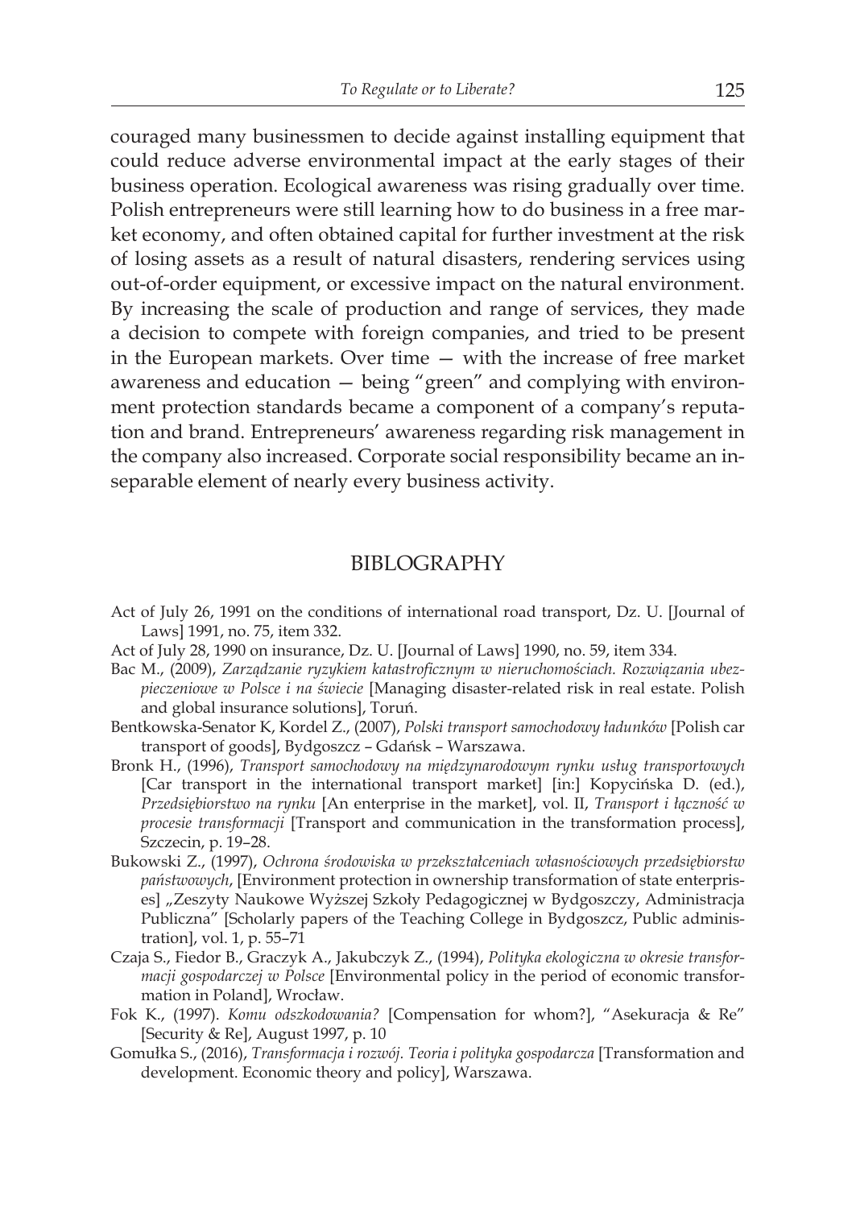couraged many businessmen to decide against installing equipment that could reduce adverse environmental impact at the early stages of their business operation. Ecological awareness was rising gradually over time. Polish entrepreneurs were still learning how to do business in a free market economy, and often obtained capital for further investment at the risk of losing assets as a result of natural disasters, rendering services using out-of-order equipment, or excessive impact on the natural environment. By increasing the scale of production and range of services, they made a decision to compete with foreign companies, and tried to be present in the European markets. Over time — with the increase of free market awareness and education — being "green" and complying with environment protection standards became a component of a company's reputation and brand. Entrepreneurs' awareness regarding risk management in the company also increased. Corporate social responsibility became an inseparable element of nearly every business activity.

## BIBLOGRAPHY

Act of July 26, 1991 on the conditions of international road transport, Dz. U. [Journal of Laws] 1991, no. 75, item 332.

Act of July 28, 1990 on insurance, Dz. U. [Journal of Laws] 1990, no. 59, item 334.

Bac M., (2009), *Zarządzanie ryzykiem katastroficznym w nieruchomościach. Rozwiązania ubezpieczeniowe w Polsce i na świecie* [Managing disaster-related risk in real estate. Polish and global insurance solutions], Toruń.

Bentkowska-Senator K, Kordel Z., (2007), *Polski transport samochodowy ładunków* [Polish car transport of goods], Bydgoszcz – Gdańsk – Warszawa.

Bronk H., (1996), *Transport samochodowy na międzynarodowym rynku usług transportowych* [Car transport in the international transport market] [in:] Kopycińska D. (ed.), *Przedsiębiorstwo na rynku* [An enterprise in the market], vol. II, *Transport i łączność w procesie transformacji* [Transport and communication in the transformation process], Szczecin, p. 19–28.

Bukowski Z., (1997), *Ochrona środowiska w przekształceniach własnościowych przedsiębiorstw państwowych*, [Environment protection in ownership transformation of state enterprises] „Zeszyty Naukowe Wyższej Szkoły Pedagogicznej w Bydgoszczy, Administracja Publiczna" [Scholarly papers of the Teaching College in Bydgoszcz, Public administration], vol. 1, p. 55–71

Czaja S., Fiedor B., Graczyk A., Jakubczyk Z., (1994), *Polityka ekologiczna w okresie transformacji gospodarczej w Polsce* [Environmental policy in the period of economic transformation in Poland], Wrocław.

Fok K., (1997). *Komu odszkodowania?* [Compensation for whom?], "Asekuracja & Re" [Security & Re], August 1997, p. 10

Gomułka S., (2016), *Transformacja i rozwój. Teoria i polityka gospodarcza* [Transformation and development. Economic theory and policy], Warszawa.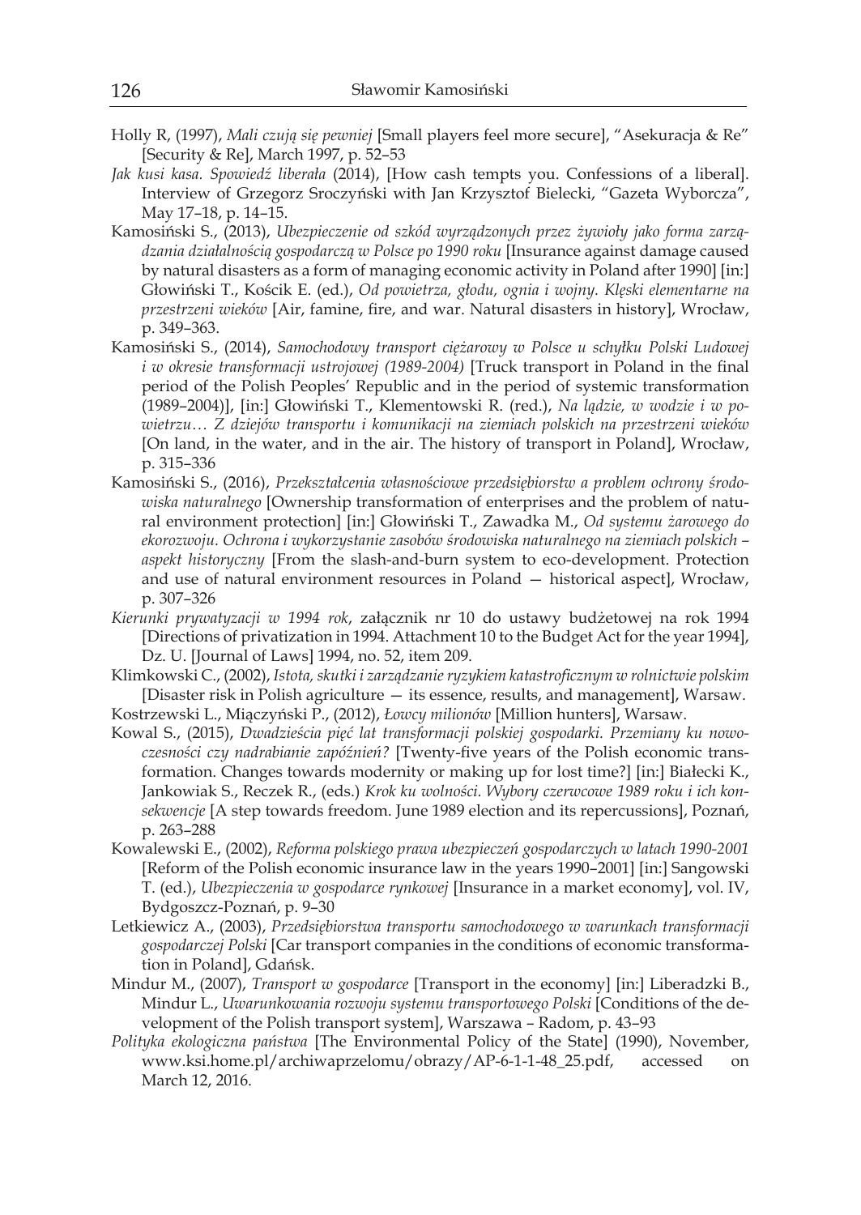Holly R, (1997), *Mali czują się pewniej* [Small players feel more secure], "Asekuracja & Re" [Security & Re], March 1997, p. 52–53

*Jak kusi kasa. Spowiedź liberała* (2014), [How cash tempts you. Confessions of a liberal]. Interview of Grzegorz Sroczyński with Jan Krzysztof Bielecki, "Gazeta Wyborcza", May 17–18, p. 14–15.

Kamosiński S., (2013), *Ubezpieczenie od szkód wyrządzonych przez żywioły jako forma zarządzania działalnością gospodarczą w Polsce po 1990 roku* [Insurance against damage caused by natural disasters as a form of managing economic activity in Poland after 1990] [in:] Głowiński T., Kościk E. (ed.), *Od powietrza, głodu, ognia i wojny. Klęski elementarne na przestrzeni wieków* [Air, famine, fire, and war. Natural disasters in history], Wrocław, p. 349–363.

Kamosiński S., (2014), *Samochodowy transport ciężarowy w Polsce u schyłku Polski Ludowej i w okresie transformacji ustrojowej (1989-2004)* [Truck transport in Poland in the final period of the Polish Peoples' Republic and in the period of systemic transformation (1989–2004)], [in:] Głowiński T., Klementowski R. (red.), *Na lądzie, w wodzie i w powietrzu… Z dziejów transportu i komunikacji na ziemiach polskich na przestrzeni wieków* [On land, in the water, and in the air. The history of transport in Poland], Wrocław, p. 315–336

Kamosiński S., (2016), *Przekształcenia własnościowe przedsiębiorstw a problem ochrony środowiska naturalnego* [Ownership transformation of enterprises and the problem of natural environment protection] [in:] Głowiński T., Zawadka M., *Od systemu żarowego do ekorozwoju. Ochrona i wykorzystanie zasobów środowiska naturalnego na ziemiach polskich – aspekt historyczny* [From the slash-and-burn system to eco-development. Protection and use of natural environment resources in Poland — historical aspect], Wrocław, p. 307–326

*Kierunki prywatyzacji w 1994 rok*, załącznik nr 10 do ustawy budżetowej na rok 1994 [Directions of privatization in 1994. Attachment 10 to the Budget Act for the year 1994], Dz. U. [Journal of Laws] 1994, no. 52, item 209.

Klimkowski C., (2002), *Istota, skutki i zarządzanie ryzykiem katastroficznym w rolnictwie polskim* [Disaster risk in Polish agriculture — its essence, results, and management], Warsaw.

Kostrzewski L., Miączyński P., (2012), *Łowcy milionów* [Million hunters], Warsaw.

Kowal S., (2015), *Dwadzieścia pięć lat transformacji polskiej gospodarki. Przemiany ku nowoczesności czy nadrabianie zapóźnień?* [Twenty-five years of the Polish economic transformation. Changes towards modernity or making up for lost time?] [in:] Białecki K., Jankowiak S., Reczek R., (eds.) *Krok ku wolności. Wybory czerwcowe 1989 roku i ich konsekwencje* [A step towards freedom. June 1989 election and its repercussions], Poznań, p. 263–288

Kowalewski E., (2002), *Reforma polskiego prawa ubezpieczeń gospodarczych w latach 1990-2001* [Reform of the Polish economic insurance law in the years 1990–2001] [in:] Sangowski T. (ed.), *Ubezpieczenia w gospodarce rynkowej* [Insurance in a market economy], vol. IV, Bydgoszcz-Poznań, p. 9–30

Letkiewicz A., (2003), *Przedsiębiorstwa transportu samochodowego w warunkach transformacji gospodarczej Polski* [Car transport companies in the conditions of economic transformation in Poland], Gdańsk.

Mindur M., (2007), *Transport w gospodarce* [Transport in the economy] [in:] Liberadzki B., Mindur L., *Uwarunkowania rozwoju systemu transportowego Polski* [Conditions of the development of the Polish transport system], Warszawa – Radom, p. 43–93

*Polityka ekologiczna państwa* [The Environmental Policy of the State] (1990), November, www.ksi.home.pl/archiwaprzelomu/obrazy/AP-6-1-1-48_25.pdf, accessed on March 12, 2016.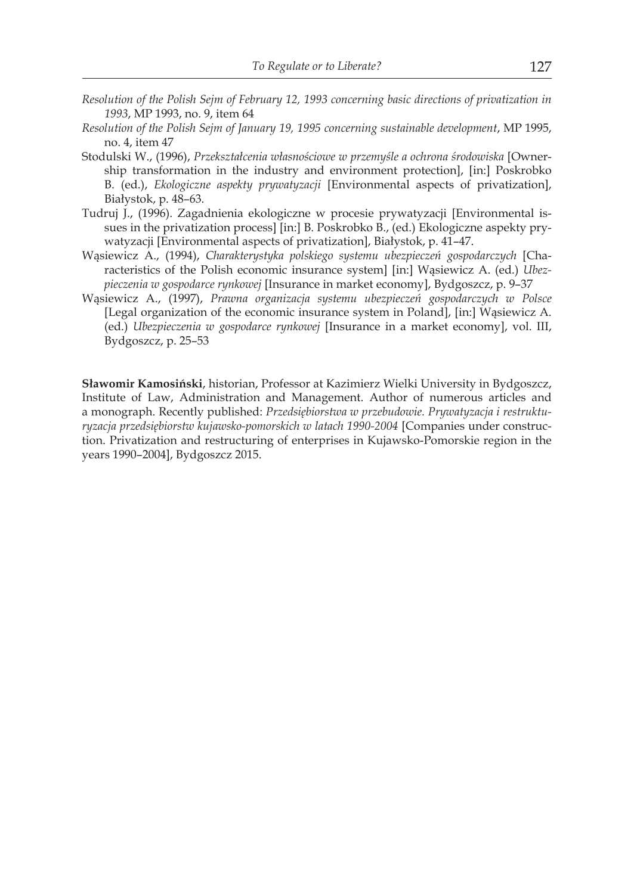*Resolution of the Polish Sejm of February 12, 1993 concerning basic directions of privatization in 1993*, MP 1993, no. 9, item 64

*Resolution of the Polish Sejm of January 19, 1995 concerning sustainable development*, MP 1995, no. 4, item 47

Stodulski W., (1996), *Przekształcenia własnościowe w przemyśle a ochrona środowiska* [Ownership transformation in the industry and environment protection], [in:] Poskrobko B. (ed.), *Ekologiczne aspekty prywatyzacji* [Environmental aspects of privatization], Białystok, p. 48–63.

Tudruj J., (1996). Zagadnienia ekologiczne w procesie prywatyzacji [Environmental issues in the privatization process] [in:] B. Poskrobko B., (ed.) Ekologiczne aspekty prywatyzacji [Environmental aspects of privatization], Białystok, p. 41–47.

Wąsiewicz A., (1994), *Charakterystyka polskiego systemu ubezpieczeń gospodarczych* [Characteristics of the Polish economic insurance system] [in:] Wąsiewicz A. (ed.) *Ubezpieczenia w gospodarce rynkowej* [Insurance in market economy], Bydgoszcz, p. 9–37

Wąsiewicz A., (1997), *Prawna organizacja systemu ubezpieczeń gospodarczych w Polsce* [Legal organization of the economic insurance system in Poland], [in:] Wąsiewicz A. (ed.) *Ubezpieczenia w gospodarce rynkowej* [Insurance in a market economy], vol. III, Bydgoszcz, p. 25–53

**Sławomir Kamosiński**, historian, Professor at Kazimierz Wielki University in Bydgoszcz, Institute of Law, Administration and Management. Author of numerous articles and a monograph. Recently published: *Przedsiębiorstwa w przebudowie. Prywatyzacja i restrukturyzacja przedsiębiorstw kujawsko-pomorskich w latach 1990-2004* [Companies under construction. Privatization and restructuring of enterprises in Kujawsko-Pomorskie region in the years 1990–2004], Bydgoszcz 2015.